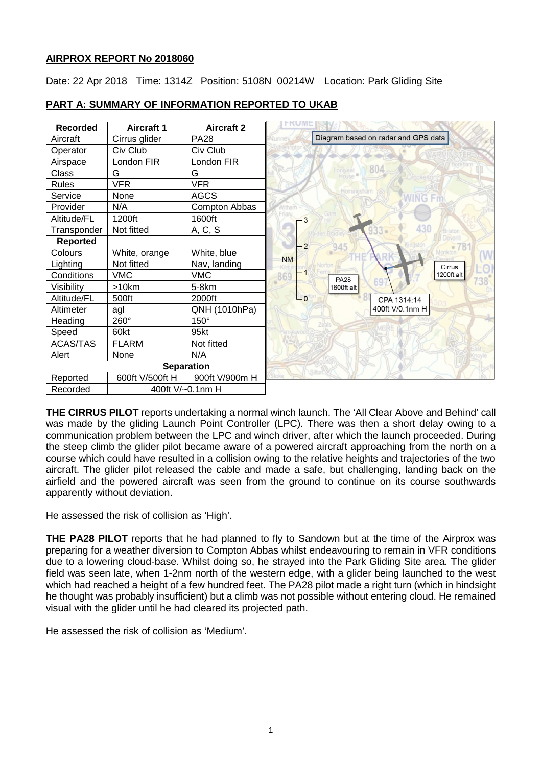**AIRPROX REPORT No 2018060**

Date: 22 Apr 2018 Time: 1314Z Position: 5108N 00214W Location: Park Gliding Site

**PART A: SUMMARY OF INFORMATION REPORTED TO UKAB**

| Recorded | Aircraft 1 | Aircraft 2 |
|---|---|---|
| Aircraft | Cirrus glider | PA28 |
| Operator | Civ Club | Civ Club |
| Airspace | London FIR | London FIR |
| Class | G | G |
| Rules | VFR | VFR |
| Service | None | AGCS |
| Provider | N/A | Compton Abbas |
| Altitude/FL | 1200ft | 1600ft |
| Transponder | Not fitted | A, C, S |
| **Reported** | | |
| Colours | White, orange | White, blue |
| Lighting | Not fitted | Nav, landing |
| Conditions | VMC | VMC |
| Visibility | >10km | 5-8km |
| Altitude/FL | 500ft | 2000ft |
| Altimeter | agl | QNH (1010hPa) |
| Heading | 260° | 150° |
| Speed | 60kt | 95kt |
| ACAS/TAS | FLARM | Not fitted |
| Alert | None | N/A |
| **Separation** | | |
| Reported | 600ft V/500ft H | 900ft V/900m H |
| Recorded | 400ft V/~0.1nm H | |

Diagram based on radar and GPS data. Cirrus 1200ft alt; PA28 1600ft alt; CPA 1314:14 400ft V/0.1nm H

**THE CIRRUS PILOT** reports undertaking a normal winch launch. The 'All Clear Above and Behind' call was made by the gliding Launch Point Controller (LPC). There was then a short delay owing to a communication problem between the LPC and winch driver, after which the launch proceeded. During the steep climb the glider pilot became aware of a powered aircraft approaching from the north on a course which could have resulted in a collision owing to the relative heights and trajectories of the two aircraft. The glider pilot released the cable and made a safe, but challenging, landing back on the airfield and the powered aircraft was seen from the ground to continue on its course southwards apparently without deviation.

He assessed the risk of collision as 'High'.

**THE PA28 PILOT** reports that he had planned to fly to Sandown but at the time of the Airprox was preparing for a weather diversion to Compton Abbas whilst endeavouring to remain in VFR conditions due to a lowering cloud-base. Whilst doing so, he strayed into the Park Gliding Site area. The glider field was seen late, when 1-2nm north of the western edge, with a glider being launched to the west which had reached a height of a few hundred feet. The PA28 pilot made a right turn (which in hindsight he thought was probably insufficient) but a climb was not possible without entering cloud. He remained visual with the glider until he had cleared its projected path.

He assessed the risk of collision as 'Medium'.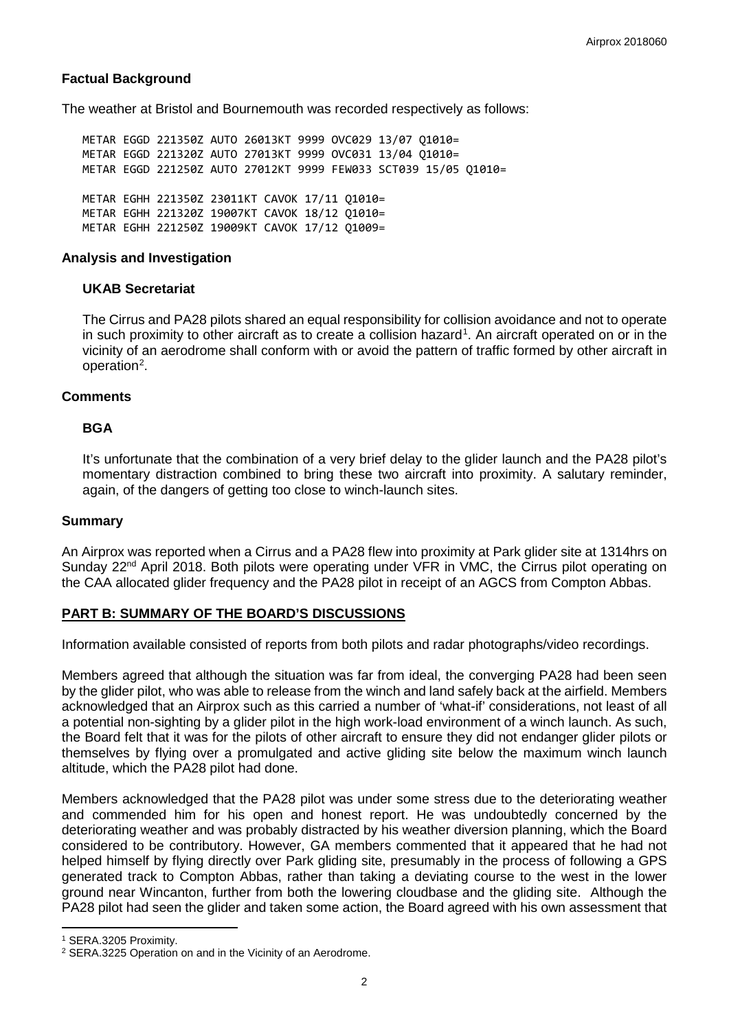**Factual Background**

The weather at Bristol and Bournemouth was recorded respectively as follows:

```
METAR EGGD 221350Z AUTO 26013KT 9999 OVC029 13/07 Q1010=
METAR EGGD 221320Z AUTO 27013KT 9999 OVC031 13/04 Q1010=
METAR EGGD 221250Z AUTO 27012KT 9999 FEW033 SCT039 15/05 Q1010=

METAR EGHH 221350Z 23011KT CAVOK 17/11 Q1010=
METAR EGHH 221320Z 19007KT CAVOK 18/12 Q1010=
METAR EGHH 221250Z 19009KT CAVOK 17/12 Q1009=
```

**Analysis and Investigation**

**UKAB Secretariat**

The Cirrus and PA28 pilots shared an equal responsibility for collision avoidance and not to operate in such proximity to other aircraft as to create a collision hazard[1]. An aircraft operated on or in the vicinity of an aerodrome shall conform with or avoid the pattern of traffic formed by other aircraft in operation[2].

**Comments**

**BGA**

It's unfortunate that the combination of a very brief delay to the glider launch and the PA28 pilot's momentary distraction combined to bring these two aircraft into proximity. A salutary reminder, again, of the dangers of getting too close to winch-launch sites.

**Summary**

An Airprox was reported when a Cirrus and a PA28 flew into proximity at Park glider site at 1314hrs on Sunday 22nd April 2018. Both pilots were operating under VFR in VMC, the Cirrus pilot operating on the CAA allocated glider frequency and the PA28 pilot in receipt of an AGCS from Compton Abbas.

**PART B: SUMMARY OF THE BOARD'S DISCUSSIONS**

Information available consisted of reports from both pilots and radar photographs/video recordings.

Members agreed that although the situation was far from ideal, the converging PA28 had been seen by the glider pilot, who was able to release from the winch and land safely back at the airfield. Members acknowledged that an Airprox such as this carried a number of 'what-if' considerations, not least of all a potential non-sighting by a glider pilot in the high work-load environment of a winch launch. As such, the Board felt that it was for the pilots of other aircraft to ensure they did not endanger glider pilots or themselves by flying over a promulgated and active gliding site below the maximum winch launch altitude, which the PA28 pilot had done.

Members acknowledged that the PA28 pilot was under some stress due to the deteriorating weather and commended him for his open and honest report. He was undoubtedly concerned by the deteriorating weather and was probably distracted by his weather diversion planning, which the Board considered to be contributory. However, GA members commented that it appeared that he had not helped himself by flying directly over Park gliding site, presumably in the process of following a GPS generated track to Compton Abbas, rather than taking a deviating course to the west in the lower ground near Wincanton, further from both the lowering cloudbase and the gliding site. Although the PA28 pilot had seen the glider and taken some action, the Board agreed with his own assessment that

---

[1] SERA.3205 Proximity.

[2] SERA.3225 Operation on and in the Vicinity of an Aerodrome.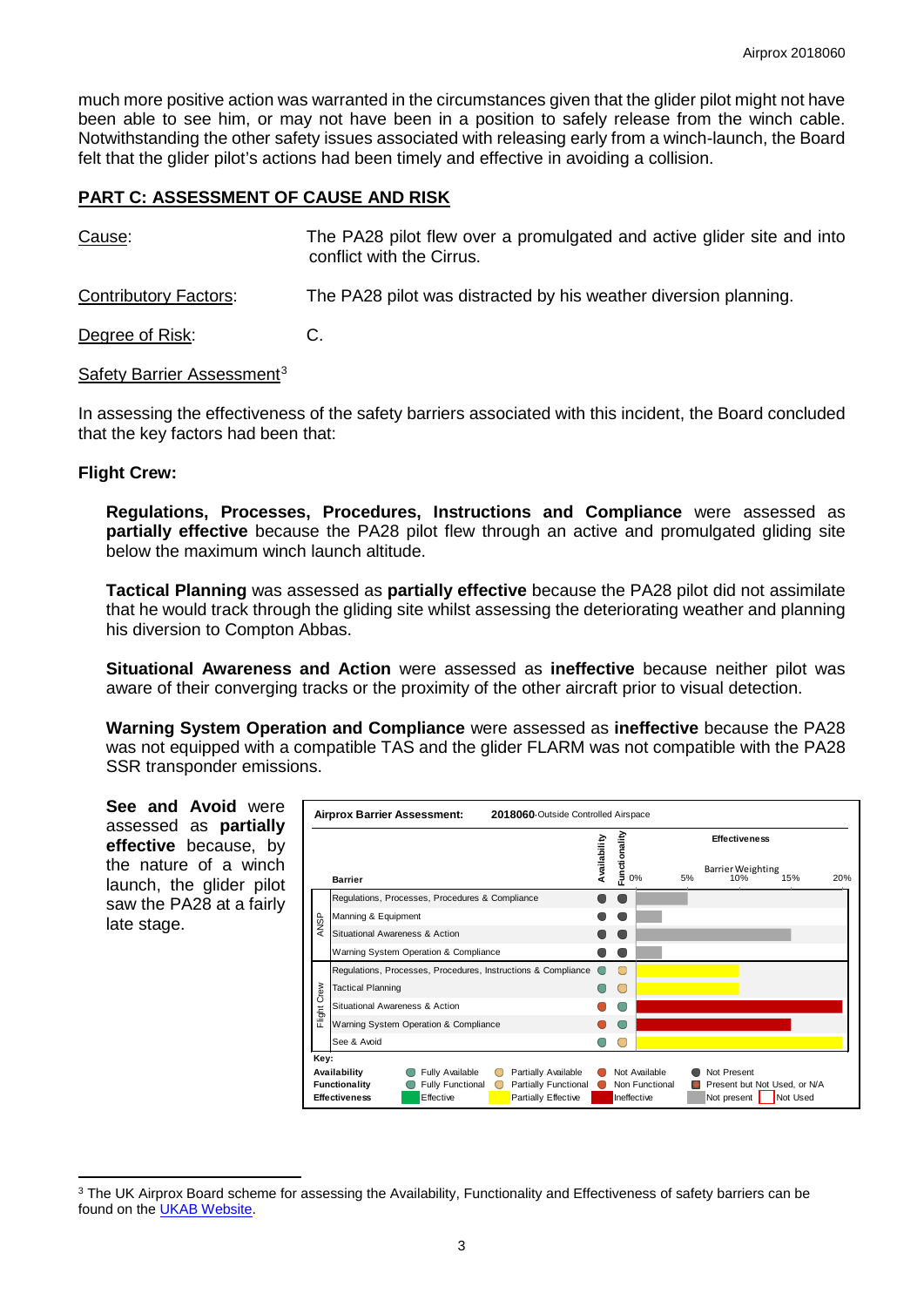much more positive action was warranted in the circumstances given that the glider pilot might not have been able to see him, or may not have been in a position to safely release from the winch cable. Notwithstanding the other safety issues associated with releasing early from a winch-launch, the Board felt that the glider pilot's actions had been timely and effective in avoiding a collision.

## PART C: ASSESSMENT OF CAUSE AND RISK

Cause: The PA28 pilot flew over a promulgated and active glider site and into conflict with the Cirrus.

Contributory Factors: The PA28 pilot was distracted by his weather diversion planning.

Degree of Risk: C.

Safety Barrier Assessment[3]

In assessing the effectiveness of the safety barriers associated with this incident, the Board concluded that the key factors had been that:

**Flight Crew:**

**Regulations, Processes, Procedures, Instructions and Compliance** were assessed as **partially effective** because the PA28 pilot flew through an active and promulgated gliding site below the maximum winch launch altitude.

**Tactical Planning** was assessed as **partially effective** because the PA28 pilot did not assimilate that he would track through the gliding site whilst assessing the deteriorating weather and planning his diversion to Compton Abbas.

**Situational Awareness and Action** were assessed as **ineffective** because neither pilot was aware of their converging tracks or the proximity of the other aircraft prior to visual detection.

**Warning System Operation and Compliance** were assessed as **ineffective** because the PA28 was not equipped with a compatible TAS and the glider FLARM was not compatible with the PA28 SSR transponder emissions.

**See and Avoid** were assessed as **partially effective** because, by the nature of a winch launch, the glider pilot saw the PA28 at a fairly late stage.

Airprox Barrier Assessment: 2018060 Outside Controlled Airspace

Barrier
Availability
Functionality
Effectiveness
Barrier Weighting
0% 5% 10% 15% 20%

ANSP
Regulations, Processes, Procedures & Compliance
Manning & Equipment
Situational Awareness & Action
Warning System Operation & Compliance

Flight Crew
Regulations, Processes, Procedures, Instructions & Compliance
Tactical Planning
Situational Awareness & Action
Warning System Operation & Compliance
See & Avoid

Key:
Availability: Fully Available, Partially Available, Not Available, Not Present
Functionality: Fully Functional, Partially Functional, Non Functional, Present but Not Used, or N/A
Effectiveness: Effective, Partially Effective, Ineffective, Not present, Not Used

---

[3] The UK Airprox Board scheme for assessing the Availability, Functionality and Effectiveness of safety barriers can be found on the UKAB Website.